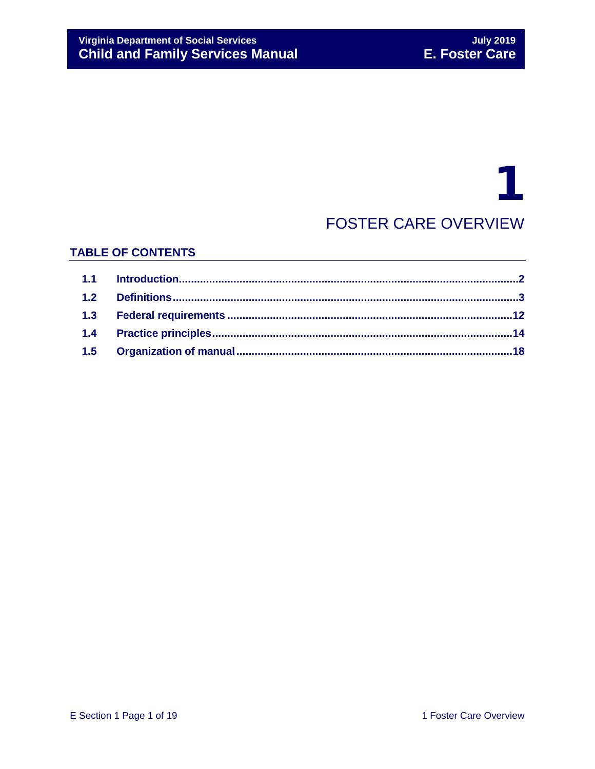# 1

# FOSTER CARE OVERVIEW

## TABLE OF CONTENTS

| | | |
|---|---|---|
| 1.1 | Introduction | 2 |
| 1.2 | Definitions | 3 |
| 1.3 | Federal requirements | 12 |
| 1.4 | Practice principles | 14 |
| 1.5 | Organization of manual | 18 |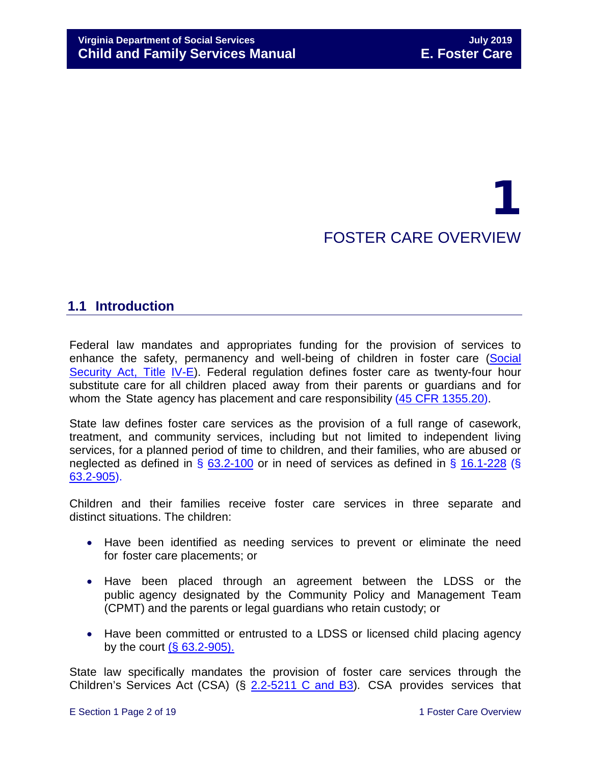# 1

# FOSTER CARE OVERVIEW

## 1.1 Introduction

Federal law mandates and appropriates funding for the provision of services to enhance the safety, permanency and well-being of children in foster care (Social Security Act, Title IV-E). Federal regulation defines foster care as twenty-four hour substitute care for all children placed away from their parents or guardians and for whom the State agency has placement and care responsibility (45 CFR 1355.20).

State law defines foster care services as the provision of a full range of casework, treatment, and community services, including but not limited to independent living services, for a planned period of time to children, and their families, who are abused or neglected as defined in § 63.2-100 or in need of services as defined in § 16.1-228 (§ 63.2-905).

Children and their families receive foster care services in three separate and distinct situations. The children:

- Have been identified as needing services to prevent or eliminate the need for foster care placements; or
- Have been placed through an agreement between the LDSS or the public agency designated by the Community Policy and Management Team (CPMT) and the parents or legal guardians who retain custody; or
- Have been committed or entrusted to a LDSS or licensed child placing agency by the court (§ 63.2-905).

State law specifically mandates the provision of foster care services through the Children's Services Act (CSA) (§ 2.2-5211 C and B3). CSA provides services that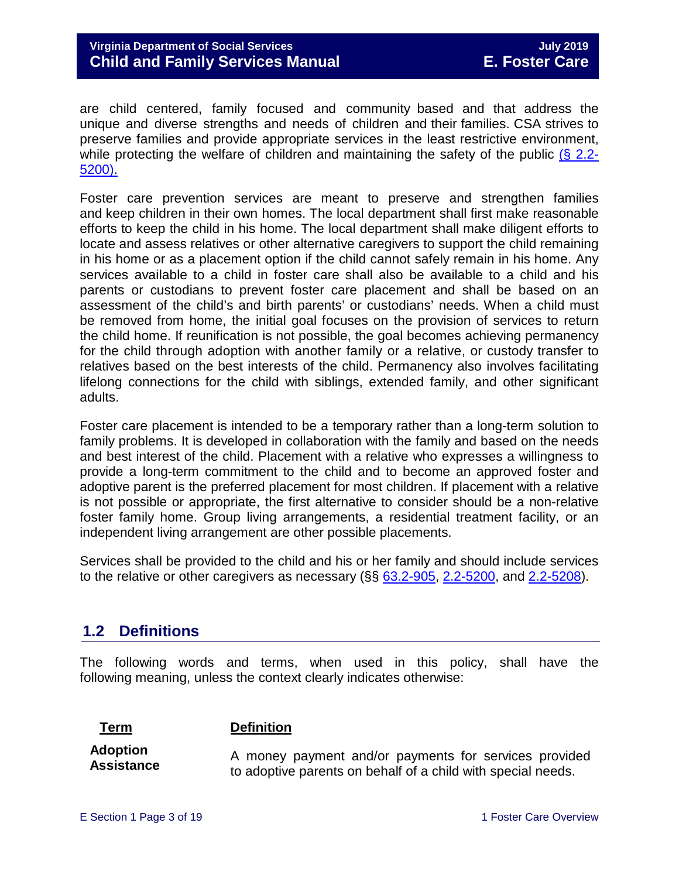are child centered, family focused and community based and that address the unique and diverse strengths and needs of children and their families. CSA strives to preserve families and provide appropriate services in the least restrictive environment, while protecting the welfare of children and maintaining the safety of the public (§ 2.2-5200).

Foster care prevention services are meant to preserve and strengthen families and keep children in their own homes. The local department shall first make reasonable efforts to keep the child in his home. The local department shall make diligent efforts to locate and assess relatives or other alternative caregivers to support the child remaining in his home or as a placement option if the child cannot safely remain in his home. Any services available to a child in foster care shall also be available to a child and his parents or custodians to prevent foster care placement and shall be based on an assessment of the child's and birth parents' or custodians' needs. When a child must be removed from home, the initial goal focuses on the provision of services to return the child home. If reunification is not possible, the goal becomes achieving permanency for the child through adoption with another family or a relative, or custody transfer to relatives based on the best interests of the child. Permanency also involves facilitating lifelong connections for the child with siblings, extended family, and other significant adults.

Foster care placement is intended to be a temporary rather than a long-term solution to family problems. It is developed in collaboration with the family and based on the needs and best interest of the child. Placement with a relative who expresses a willingness to provide a long-term commitment to the child and to become an approved foster and adoptive parent is the preferred placement for most children. If placement with a relative is not possible or appropriate, the first alternative to consider should be a non-relative foster family home. Group living arrangements, a residential treatment facility, or an independent living arrangement are other possible placements.

Services shall be provided to the child and his or her family and should include services to the relative or other caregivers as necessary (§§ 63.2-905, 2.2-5200, and 2.2-5208).

## 1.2 Definitions

The following words and terms, when used in this policy, shall have the following meaning, unless the context clearly indicates otherwise:

| Term | Definition |
|---|---|
| **Adoption Assistance** | A money payment and/or payments for services provided to adoptive parents on behalf of a child with special needs. |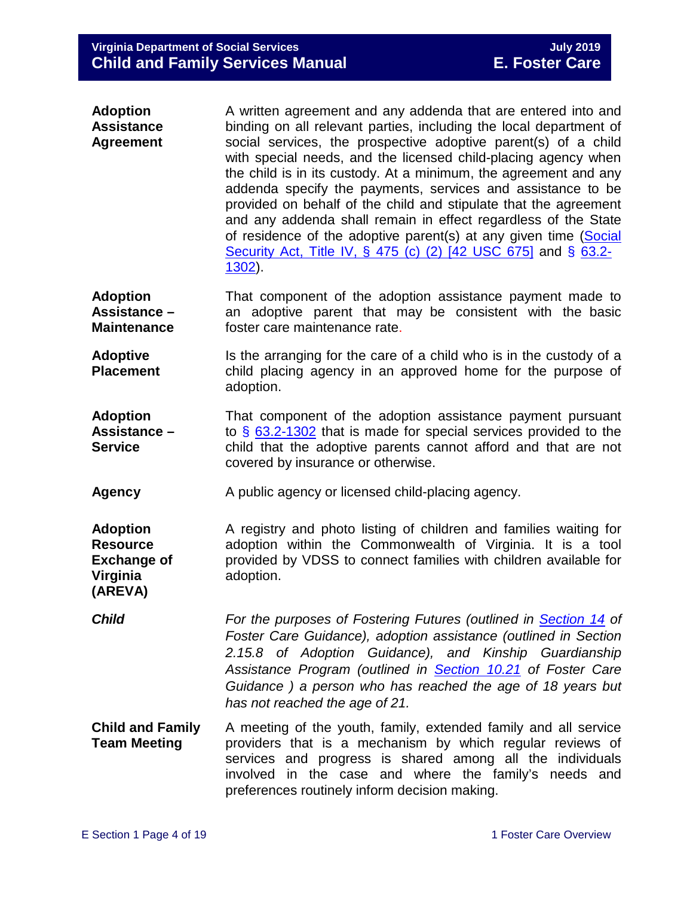| | |
|---|---|
| **Adoption Assistance Agreement** | A written agreement and any addenda that are entered into and binding on all relevant parties, including the local department of social services, the prospective adoptive parent(s) of a child with special needs, and the licensed child-placing agency when the child is in its custody. At a minimum, the agreement and any addenda specify the payments, services and assistance to be provided on behalf of the child and stipulate that the agreement and any addenda shall remain in effect regardless of the State of residence of the adoptive parent(s) at any given time (Social Security Act, Title IV, § 475 (c) (2) [42 USC 675] and § 63.2-1302). |
| **Adoption Assistance – Maintenance** | That component of the adoption assistance payment made to an adoptive parent that may be consistent with the basic foster care maintenance rate. |
| **Adoptive Placement** | Is the arranging for the care of a child who is in the custody of a child placing agency in an approved home for the purpose of adoption. |
| **Adoption Assistance – Service** | That component of the adoption assistance payment pursuant to § 63.2-1302 that is made for special services provided to the child that the adoptive parents cannot afford and that are not covered by insurance or otherwise. |
| **Agency** | A public agency or licensed child-placing agency. |
| **Adoption Resource Exchange of Virginia (AREVA)** | A registry and photo listing of children and families waiting for adoption within the Commonwealth of Virginia. It is a tool provided by VDSS to connect families with children available for adoption. |
| ***Child*** | *For the purposes of Fostering Futures (outlined in Section 14 of Foster Care Guidance), adoption assistance (outlined in Section 2.15.8 of Adoption Guidance), and Kinship Guardianship Assistance Program (outlined in Section 10.21 of Foster Care Guidance ) a person who has reached the age of 18 years but has not reached the age of 21.* |
| **Child and Family Team Meeting** | A meeting of the youth, family, extended family and all service providers that is a mechanism by which regular reviews of services and progress is shared among all the individuals involved in the case and where the family's needs and preferences routinely inform decision making. |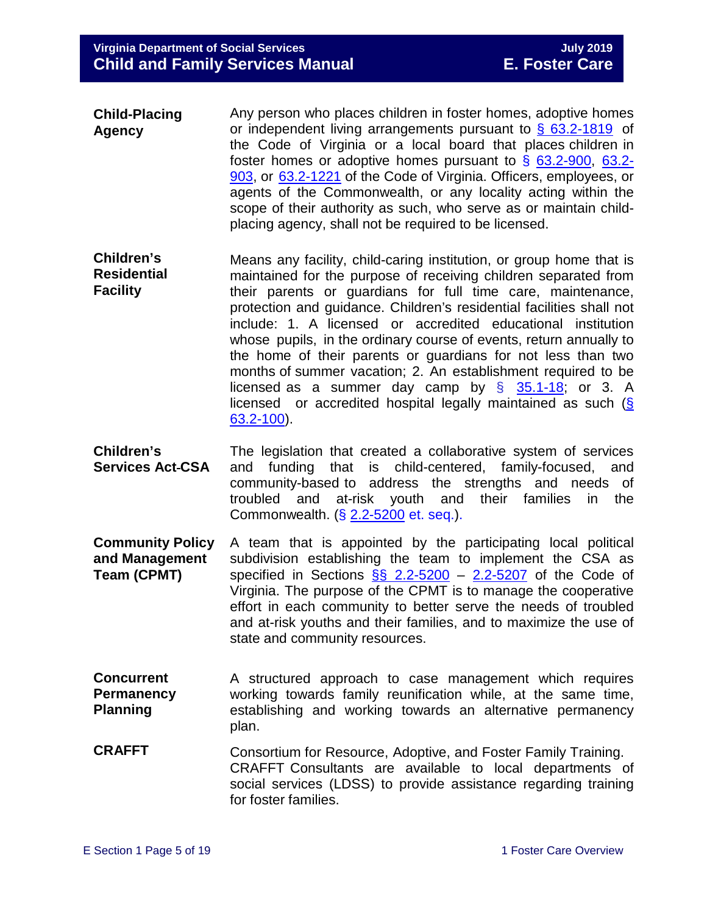**Child-Placing Agency**

Any person who places children in foster homes, adoptive homes or independent living arrangements pursuant to [§ 63.2-1819]() of the Code of Virginia or a local board that places children in foster homes or adoptive homes pursuant to § [63.2-900](), [63.2-903](), or [63.2-1221]() of the Code of Virginia. Officers, employees, or agents of the Commonwealth, or any locality acting within the scope of their authority as such, who serve as or maintain child-placing agency, shall not be required to be licensed.

**Children's Residential Facility**

Means any facility, child-caring institution, or group home that is maintained for the purpose of receiving children separated from their parents or guardians for full time care, maintenance, protection and guidance. Children's residential facilities shall not include: 1. A licensed or accredited educational institution whose pupils, in the ordinary course of events, return annually to the home of their parents or guardians for not less than two months of summer vacation; 2. An establishment required to be licensed as a summer day camp by § [35.1-18](); or 3. A licensed or accredited hospital legally maintained as such ([§ 63.2-100]()).

**Children's Services Act-CSA**

The legislation that created a collaborative system of services and funding that is child-centered, family-focused, and community-based to address the strengths and needs of troubled and at-risk youth and their families in the Commonwealth. (§ [2.2-5200]() et. seq.).

**Community Policy and Management Team (CPMT)**

A team that is appointed by the participating local political subdivision establishing the team to implement the CSA as specified in Sections [§§ 2.2-5200]() – [2.2-5207]() of the Code of Virginia. The purpose of the CPMT is to manage the cooperative effort in each community to better serve the needs of troubled and at-risk youths and their families, and to maximize the use of state and community resources.

**Concurrent Permanency Planning**

A structured approach to case management which requires working towards family reunification while, at the same time, establishing and working towards an alternative permanency plan.

**CRAFFT**

Consortium for Resource, Adoptive, and Foster Family Training. CRAFFT Consultants are available to local departments of social services (LDSS) to provide assistance regarding training for foster families.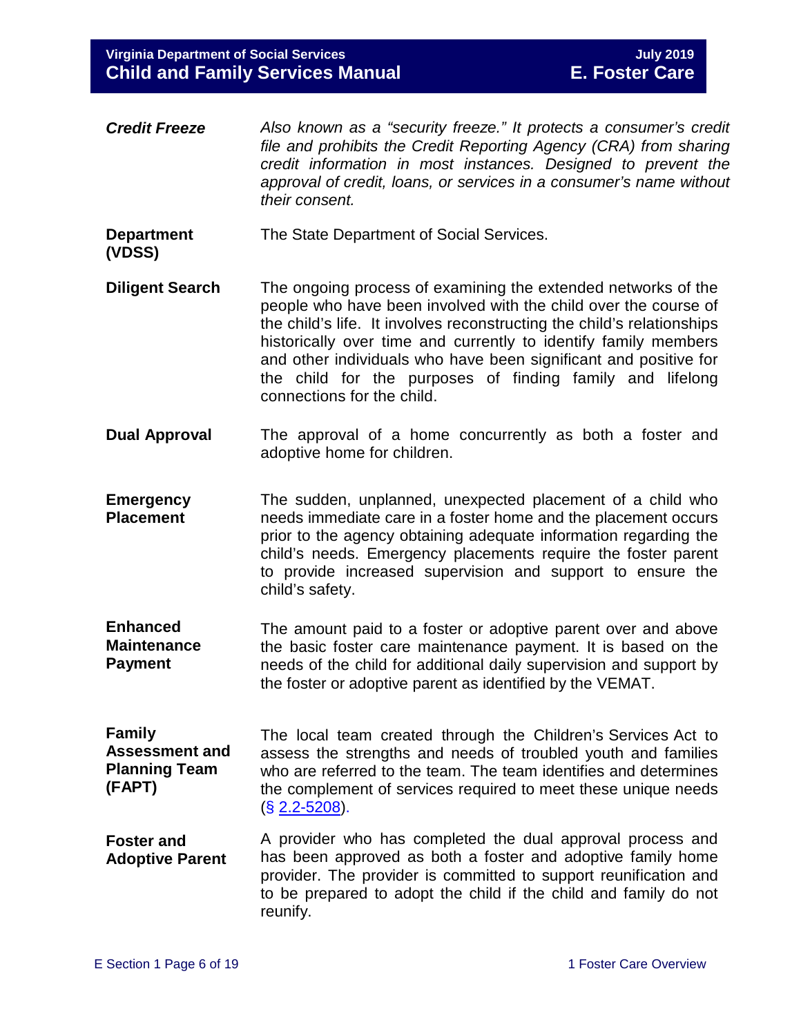***Credit Freeze*** *Also known as a "security freeze." It protects a consumer's credit file and prohibits the Credit Reporting Agency (CRA) from sharing credit information in most instances. Designed to prevent the approval of credit, loans, or services in a consumer's name without their consent.*

**Department (VDSS)** The State Department of Social Services.

**Diligent Search** The ongoing process of examining the extended networks of the people who have been involved with the child over the course of the child's life. It involves reconstructing the child's relationships historically over time and currently to identify family members and other individuals who have been significant and positive for the child for the purposes of finding family and lifelong connections for the child.

**Dual Approval** The approval of a home concurrently as both a foster and adoptive home for children.

**Emergency Placement** The sudden, unplanned, unexpected placement of a child who needs immediate care in a foster home and the placement occurs prior to the agency obtaining adequate information regarding the child's needs. Emergency placements require the foster parent to provide increased supervision and support to ensure the child's safety.

**Enhanced Maintenance Payment** The amount paid to a foster or adoptive parent over and above the basic foster care maintenance payment. It is based on the needs of the child for additional daily supervision and support by the foster or adoptive parent as identified by the VEMAT.

**Family Assessment and Planning Team (FAPT)** The local team created through the Children's Services Act to assess the strengths and needs of troubled youth and families who are referred to the team. The team identifies and determines the complement of services required to meet these unique needs (§ 2.2-5208).

**Foster and Adoptive Parent** A provider who has completed the dual approval process and has been approved as both a foster and adoptive family home provider. The provider is committed to support reunification and to be prepared to adopt the child if the child and family do not reunify.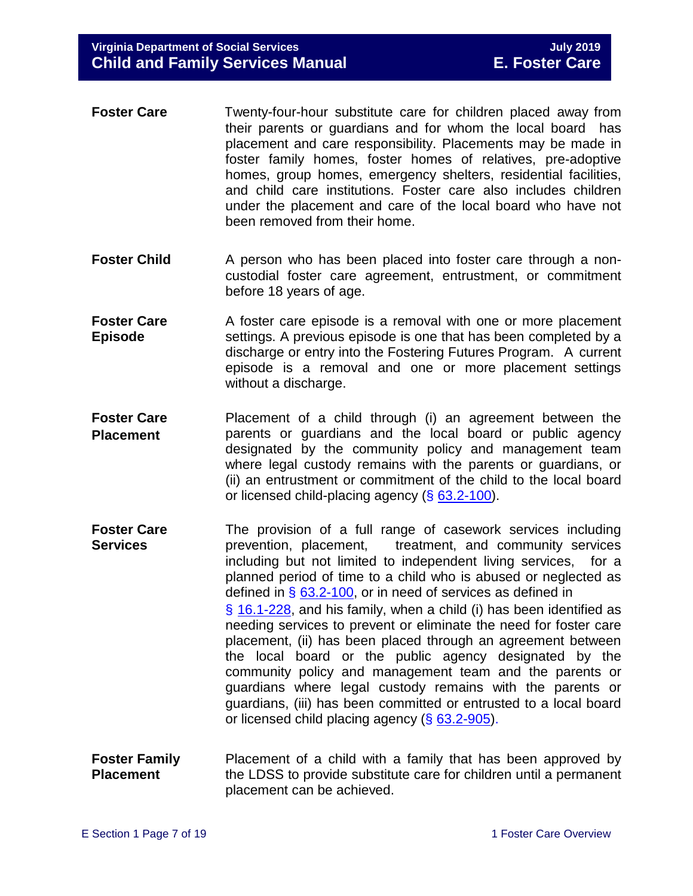**Foster Care** Twenty-four-hour substitute care for children placed away from their parents or guardians and for whom the local board has placement and care responsibility. Placements may be made in foster family homes, foster homes of relatives, pre-adoptive homes, group homes, emergency shelters, residential facilities, and child care institutions. Foster care also includes children under the placement and care of the local board who have not been removed from their home.

**Foster Child** A person who has been placed into foster care through a non-custodial foster care agreement, entrustment, or commitment before 18 years of age.

**Foster Care Episode** A foster care episode is a removal with one or more placement settings. A previous episode is one that has been completed by a discharge or entry into the Fostering Futures Program. A current episode is a removal and one or more placement settings without a discharge.

**Foster Care Placement** Placement of a child through (i) an agreement between the parents or guardians and the local board or public agency designated by the community policy and management team where legal custody remains with the parents or guardians, or (ii) an entrustment or commitment of the child to the local board or licensed child-placing agency (§ 63.2-100).

**Foster Care Services** The provision of a full range of casework services including prevention, placement, treatment, and community services including but not limited to independent living services, for a planned period of time to a child who is abused or neglected as defined in § 63.2-100, or in need of services as defined in § 16.1-228, and his family, when a child (i) has been identified as needing services to prevent or eliminate the need for foster care placement, (ii) has been placed through an agreement between the local board or the public agency designated by the community policy and management team and the parents or guardians where legal custody remains with the parents or guardians, (iii) has been committed or entrusted to a local board or licensed child placing agency (§ 63.2-905).

**Foster Family Placement** Placement of a child with a family that has been approved by the LDSS to provide substitute care for children until a permanent placement can be achieved.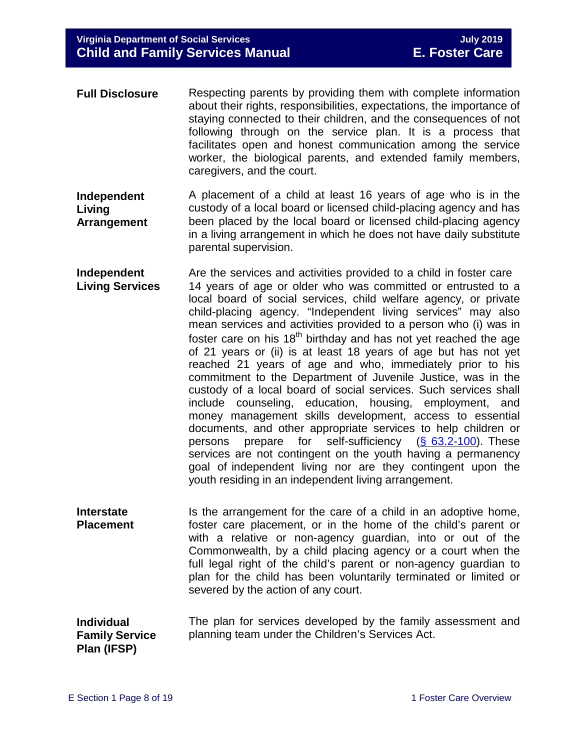**Full Disclosure**

Respecting parents by providing them with complete information about their rights, responsibilities, expectations, the importance of staying connected to their children, and the consequences of not following through on the service plan. It is a process that facilitates open and honest communication among the service worker, the biological parents, and extended family members, caregivers, and the court.

**Independent Living Arrangement**

A placement of a child at least 16 years of age who is in the custody of a local board or licensed child-placing agency and has been placed by the local board or licensed child-placing agency in a living arrangement in which he does not have daily substitute parental supervision.

**Independent Living Services**

Are the services and activities provided to a child in foster care 14 years of age or older who was committed or entrusted to a local board of social services, child welfare agency, or private child-placing agency. "Independent living services" may also mean services and activities provided to a person who (i) was in foster care on his 18th birthday and has not yet reached the age of 21 years or (ii) is at least 18 years of age but has not yet reached 21 years of age and who, immediately prior to his commitment to the Department of Juvenile Justice, was in the custody of a local board of social services. Such services shall include counseling, education, housing, employment, and money management skills development, access to essential documents, and other appropriate services to help children or persons prepare for self-sufficiency (§ 63.2-100). These services are not contingent on the youth having a permanency goal of independent living nor are they contingent upon the youth residing in an independent living arrangement.

**Interstate Placement**

Is the arrangement for the care of a child in an adoptive home, foster care placement, or in the home of the child's parent or with a relative or non-agency guardian, into or out of the Commonwealth, by a child placing agency or a court when the full legal right of the child's parent or non-agency guardian to plan for the child has been voluntarily terminated or limited or severed by the action of any court.

**Individual Family Service Plan (IFSP)**

The plan for services developed by the family assessment and planning team under the Children's Services Act.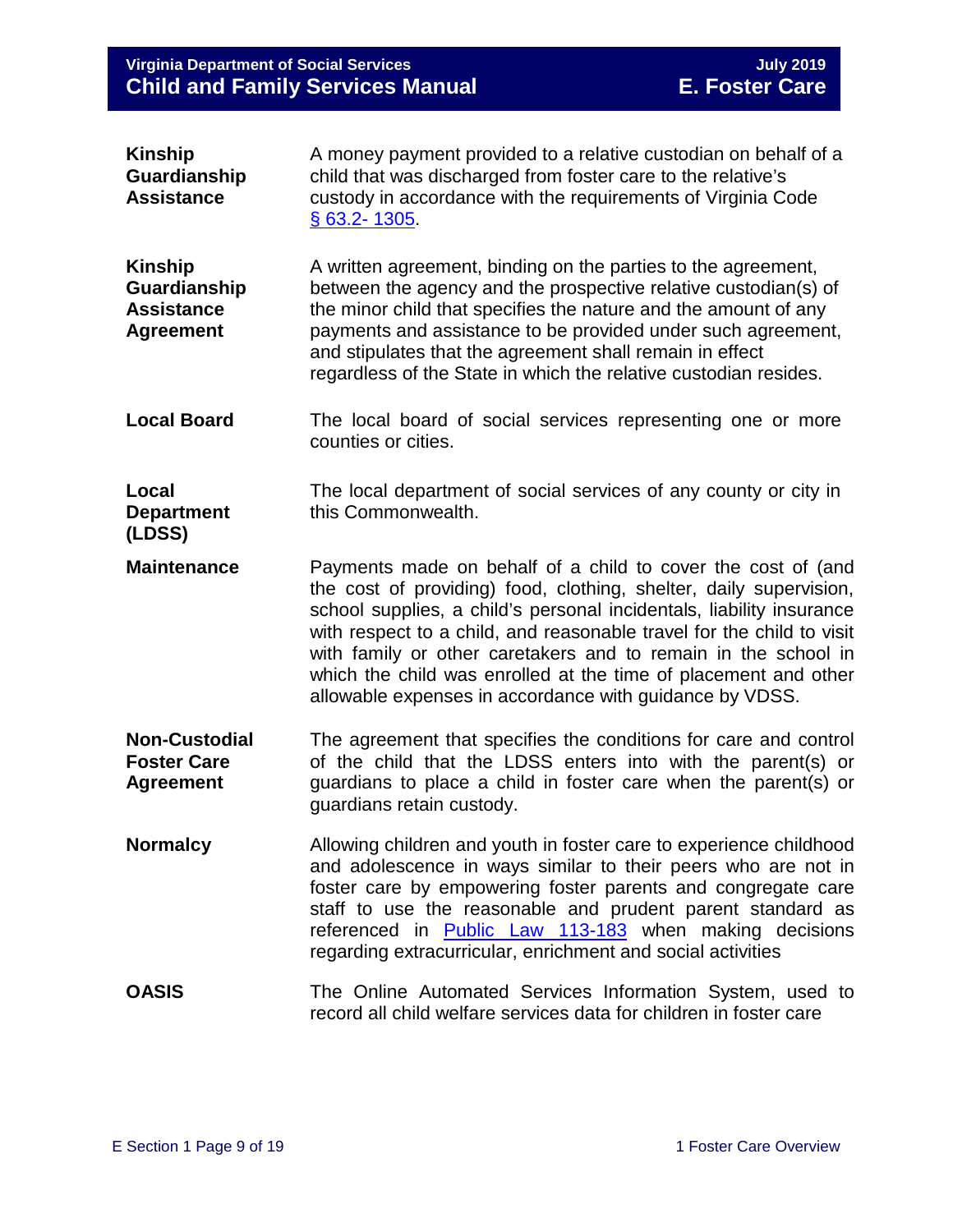| | |
|---|---|
| **Kinship Guardianship Assistance** | A money payment provided to a relative custodian on behalf of a child that was discharged from foster care to the relative's custody in accordance with the requirements of Virginia Code [§ 63.2- 1305](). |
| **Kinship Guardianship Assistance Agreement** | A written agreement, binding on the parties to the agreement, between the agency and the prospective relative custodian(s) of the minor child that specifies the nature and the amount of any payments and assistance to be provided under such agreement, and stipulates that the agreement shall remain in effect regardless of the State in which the relative custodian resides. |
| **Local Board** | The local board of social services representing one or more counties or cities. |
| **Local Department (LDSS)** | The local department of social services of any county or city in this Commonwealth. |
| **Maintenance** | Payments made on behalf of a child to cover the cost of (and the cost of providing) food, clothing, shelter, daily supervision, school supplies, a child's personal incidentals, liability insurance with respect to a child, and reasonable travel for the child to visit with family or other caretakers and to remain in the school in which the child was enrolled at the time of placement and other allowable expenses in accordance with guidance by VDSS. |
| **Non-Custodial Foster Care Agreement** | The agreement that specifies the conditions for care and control of the child that the LDSS enters into with the parent(s) or guardians to place a child in foster care when the parent(s) or guardians retain custody. |
| **Normalcy** | Allowing children and youth in foster care to experience childhood and adolescence in ways similar to their peers who are not in foster care by empowering foster parents and congregate care staff to use the reasonable and prudent parent standard as referenced in [Public Law 113-183]() when making decisions regarding extracurricular, enrichment and social activities |
| **OASIS** | The Online Automated Services Information System, used to record all child welfare services data for children in foster care |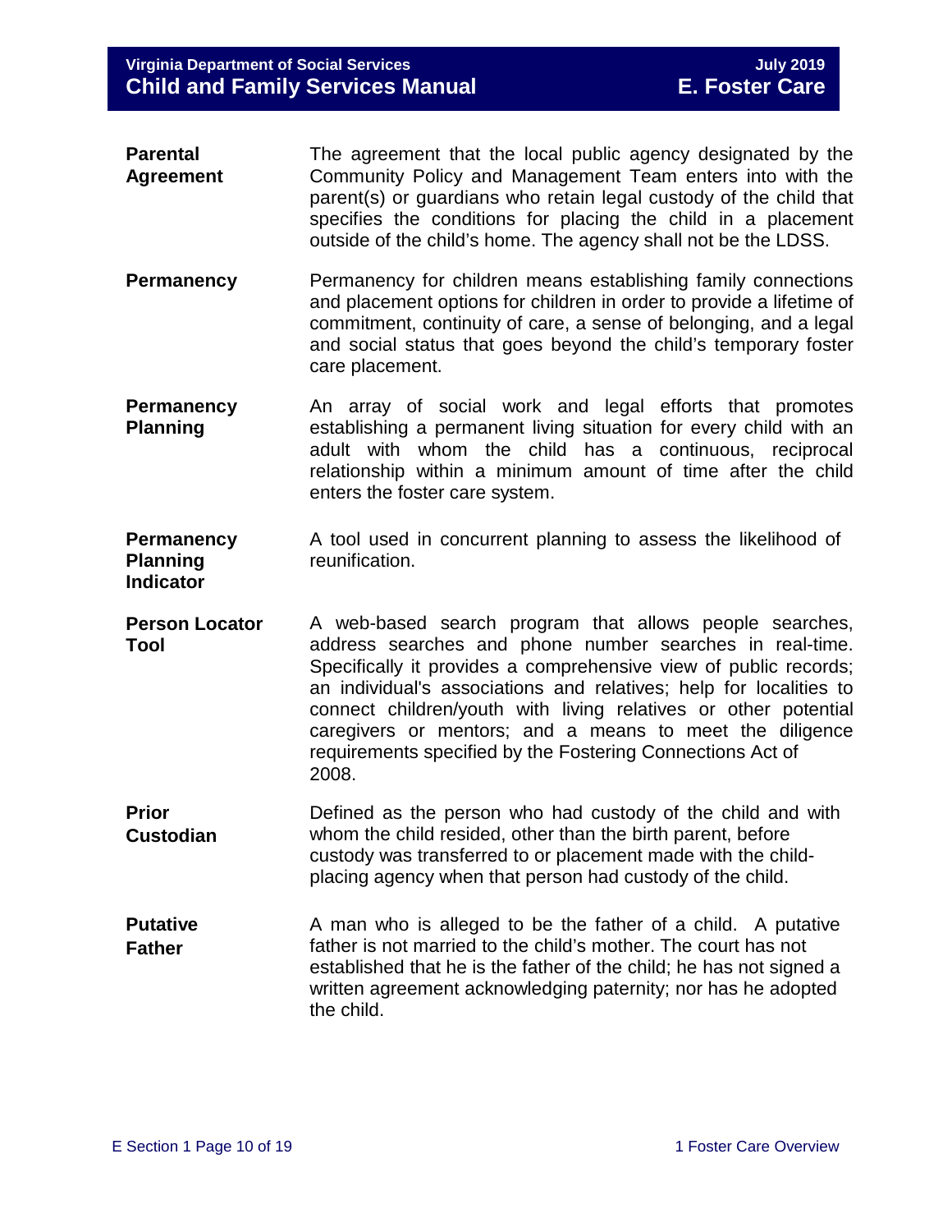**Parental Agreement** The agreement that the local public agency designated by the Community Policy and Management Team enters into with the parent(s) or guardians who retain legal custody of the child that specifies the conditions for placing the child in a placement outside of the child's home. The agency shall not be the LDSS.

**Permanency** Permanency for children means establishing family connections and placement options for children in order to provide a lifetime of commitment, continuity of care, a sense of belonging, and a legal and social status that goes beyond the child's temporary foster care placement.

**Permanency Planning** An array of social work and legal efforts that promotes establishing a permanent living situation for every child with an adult with whom the child has a continuous, reciprocal relationship within a minimum amount of time after the child enters the foster care system.

**Permanency Planning Indicator** A tool used in concurrent planning to assess the likelihood of reunification.

**Person Locator Tool** A web-based search program that allows people searches, address searches and phone number searches in real-time. Specifically it provides a comprehensive view of public records; an individual's associations and relatives; help for localities to connect children/youth with living relatives or other potential caregivers or mentors; and a means to meet the diligence requirements specified by the Fostering Connections Act of 2008.

**Prior Custodian** Defined as the person who had custody of the child and with whom the child resided, other than the birth parent, before custody was transferred to or placement made with the child-placing agency when that person had custody of the child.

**Putative Father** A man who is alleged to be the father of a child. A putative father is not married to the child's mother. The court has not established that he is the father of the child; he has not signed a written agreement acknowledging paternity; nor has he adopted the child.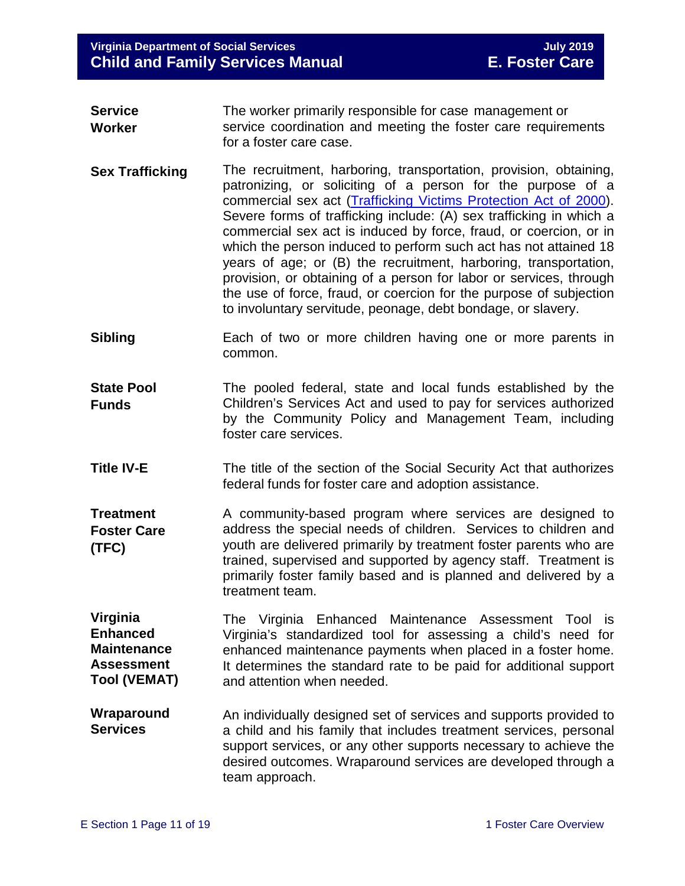**Service Worker** The worker primarily responsible for case management or service coordination and meeting the foster care requirements for a foster care case.

**Sex Trafficking** The recruitment, harboring, transportation, provision, obtaining, patronizing, or soliciting of a person for the purpose of a commercial sex act (Trafficking Victims Protection Act of 2000). Severe forms of trafficking include: (A) sex trafficking in which a commercial sex act is induced by force, fraud, or coercion, or in which the person induced to perform such act has not attained 18 years of age; or (B) the recruitment, harboring, transportation, provision, or obtaining of a person for labor or services, through the use of force, fraud, or coercion for the purpose of subjection to involuntary servitude, peonage, debt bondage, or slavery.

**Sibling** Each of two or more children having one or more parents in common.

**State Pool Funds** The pooled federal, state and local funds established by the Children's Services Act and used to pay for services authorized by the Community Policy and Management Team, including foster care services.

**Title IV-E** The title of the section of the Social Security Act that authorizes federal funds for foster care and adoption assistance.

**Treatment Foster Care (TFC)** A community-based program where services are designed to address the special needs of children. Services to children and youth are delivered primarily by treatment foster parents who are trained, supervised and supported by agency staff. Treatment is primarily foster family based and is planned and delivered by a treatment team.

**Virginia Enhanced Maintenance Assessment Tool (VEMAT)** The Virginia Enhanced Maintenance Assessment Tool is Virginia's standardized tool for assessing a child's need for enhanced maintenance payments when placed in a foster home. It determines the standard rate to be paid for additional support and attention when needed.

**Wraparound Services** An individually designed set of services and supports provided to a child and his family that includes treatment services, personal support services, or any other supports necessary to achieve the desired outcomes. Wraparound services are developed through a team approach.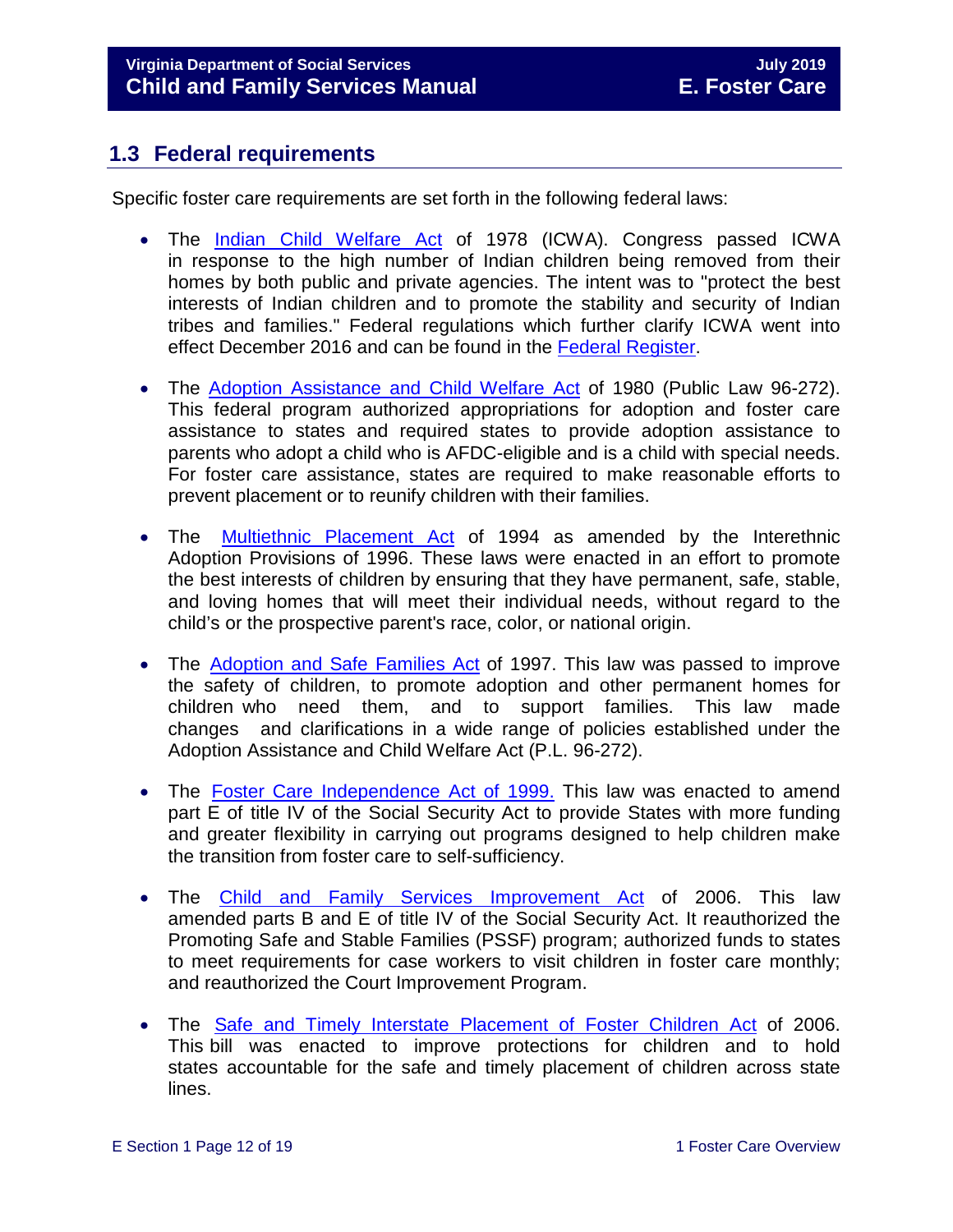## 1.3 Federal requirements

Specific foster care requirements are set forth in the following federal laws:

- The Indian Child Welfare Act of 1978 (ICWA). Congress passed ICWA in response to the high number of Indian children being removed from their homes by both public and private agencies. The intent was to "protect the best interests of Indian children and to promote the stability and security of Indian tribes and families." Federal regulations which further clarify ICWA went into effect December 2016 and can be found in the Federal Register.

- The Adoption Assistance and Child Welfare Act of 1980 (Public Law 96-272). This federal program authorized appropriations for adoption and foster care assistance to states and required states to provide adoption assistance to parents who adopt a child who is AFDC-eligible and is a child with special needs. For foster care assistance, states are required to make reasonable efforts to prevent placement or to reunify children with their families.

- The Multiethnic Placement Act of 1994 as amended by the Interethnic Adoption Provisions of 1996. These laws were enacted in an effort to promote the best interests of children by ensuring that they have permanent, safe, stable, and loving homes that will meet their individual needs, without regard to the child's or the prospective parent's race, color, or national origin.

- The Adoption and Safe Families Act of 1997. This law was passed to improve the safety of children, to promote adoption and other permanent homes for children who need them, and to support families. This law made changes and clarifications in a wide range of policies established under the Adoption Assistance and Child Welfare Act (P.L. 96-272).

- The Foster Care Independence Act of 1999. This law was enacted to amend part E of title IV of the Social Security Act to provide States with more funding and greater flexibility in carrying out programs designed to help children make the transition from foster care to self-sufficiency.

- The Child and Family Services Improvement Act of 2006. This law amended parts B and E of title IV of the Social Security Act. It reauthorized the Promoting Safe and Stable Families (PSSF) program; authorized funds to states to meet requirements for case workers to visit children in foster care monthly; and reauthorized the Court Improvement Program.

- The Safe and Timely Interstate Placement of Foster Children Act of 2006. This bill was enacted to improve protections for children and to hold states accountable for the safe and timely placement of children across state lines.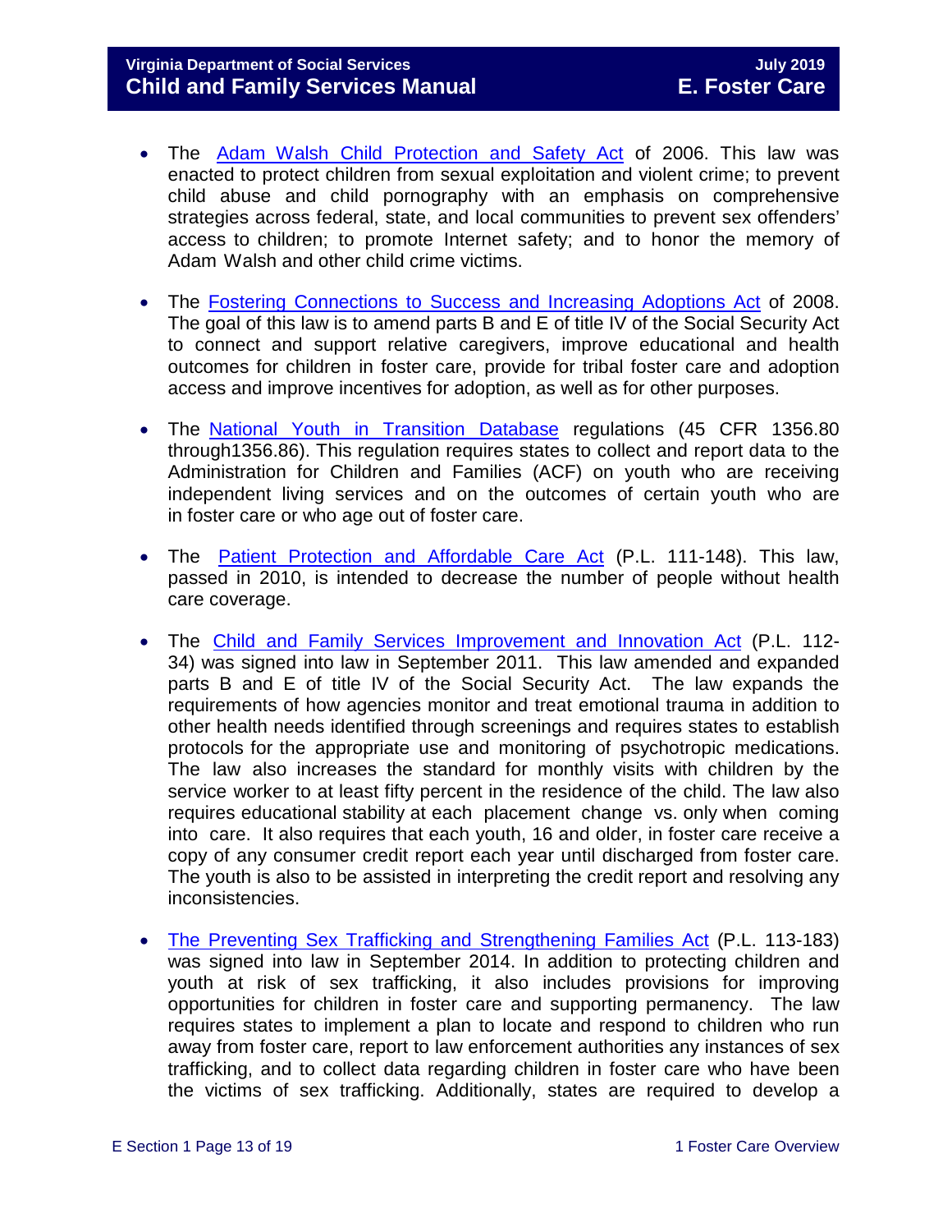- The Adam Walsh Child Protection and Safety Act of 2006. This law was enacted to protect children from sexual exploitation and violent crime; to prevent child abuse and child pornography with an emphasis on comprehensive strategies across federal, state, and local communities to prevent sex offenders' access to children; to promote Internet safety; and to honor the memory of Adam Walsh and other child crime victims.

- The Fostering Connections to Success and Increasing Adoptions Act of 2008. The goal of this law is to amend parts B and E of title IV of the Social Security Act to connect and support relative caregivers, improve educational and health outcomes for children in foster care, provide for tribal foster care and adoption access and improve incentives for adoption, as well as for other purposes.

- The National Youth in Transition Database regulations (45 CFR 1356.80 through1356.86). This regulation requires states to collect and report data to the Administration for Children and Families (ACF) on youth who are receiving independent living services and on the outcomes of certain youth who are in foster care or who age out of foster care.

- The Patient Protection and Affordable Care Act (P.L. 111-148). This law, passed in 2010, is intended to decrease the number of people without health care coverage.

- The Child and Family Services Improvement and Innovation Act (P.L. 112-34) was signed into law in September 2011. This law amended and expanded parts B and E of title IV of the Social Security Act. The law expands the requirements of how agencies monitor and treat emotional trauma in addition to other health needs identified through screenings and requires states to establish protocols for the appropriate use and monitoring of psychotropic medications. The law also increases the standard for monthly visits with children by the service worker to at least fifty percent in the residence of the child. The law also requires educational stability at each placement change vs. only when coming into care. It also requires that each youth, 16 and older, in foster care receive a copy of any consumer credit report each year until discharged from foster care. The youth is also to be assisted in interpreting the credit report and resolving any inconsistencies.

- The Preventing Sex Trafficking and Strengthening Families Act (P.L. 113-183) was signed into law in September 2014. In addition to protecting children and youth at risk of sex trafficking, it also includes provisions for improving opportunities for children in foster care and supporting permanency. The law requires states to implement a plan to locate and respond to children who run away from foster care, report to law enforcement authorities any instances of sex trafficking, and to collect data regarding children in foster care who have been the victims of sex trafficking. Additionally, states are required to develop a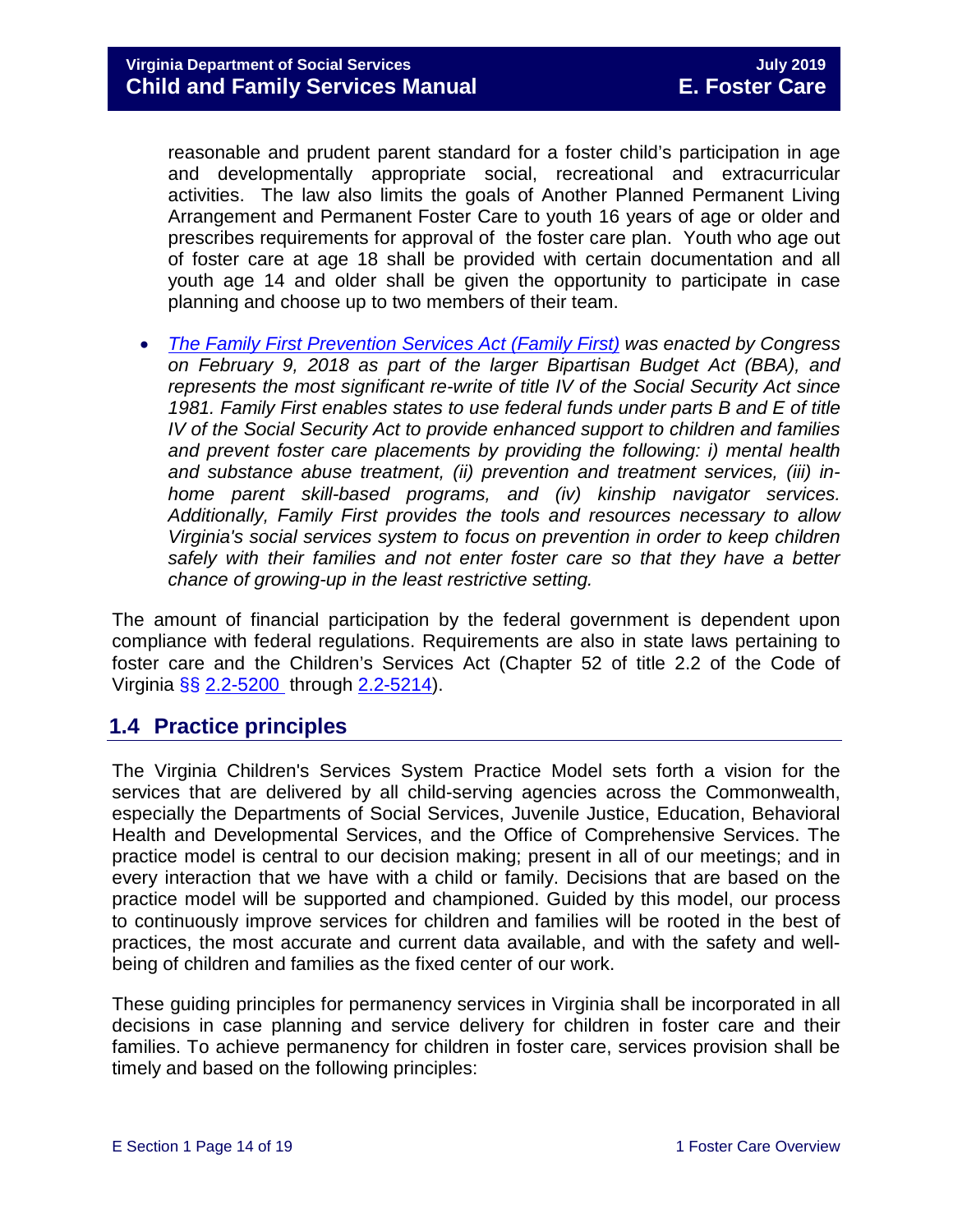reasonable and prudent parent standard for a foster child's participation in age and developmentally appropriate social, recreational and extracurricular activities. The law also limits the goals of Another Planned Permanent Living Arrangement and Permanent Foster Care to youth 16 years of age or older and prescribes requirements for approval of the foster care plan. Youth who age out of foster care at age 18 shall be provided with certain documentation and all youth age 14 and older shall be given the opportunity to participate in case planning and choose up to two members of their team.

- *The Family First Prevention Services Act (Family First) was enacted by Congress on February 9, 2018 as part of the larger Bipartisan Budget Act (BBA), and represents the most significant re-write of title IV of the Social Security Act since 1981. Family First enables states to use federal funds under parts B and E of title IV of the Social Security Act to provide enhanced support to children and families and prevent foster care placements by providing the following: i) mental health and substance abuse treatment, (ii) prevention and treatment services, (iii) in-home parent skill-based programs, and (iv) kinship navigator services. Additionally, Family First provides the tools and resources necessary to allow Virginia's social services system to focus on prevention in order to keep children safely with their families and not enter foster care so that they have a better chance of growing-up in the least restrictive setting.*

The amount of financial participation by the federal government is dependent upon compliance with federal regulations. Requirements are also in state laws pertaining to foster care and the Children's Services Act (Chapter 52 of title 2.2 of the Code of Virginia §§ 2.2-5200 through 2.2-5214).

## 1.4 Practice principles

The Virginia Children's Services System Practice Model sets forth a vision for the services that are delivered by all child-serving agencies across the Commonwealth, especially the Departments of Social Services, Juvenile Justice, Education, Behavioral Health and Developmental Services, and the Office of Comprehensive Services. The practice model is central to our decision making; present in all of our meetings; and in every interaction that we have with a child or family. Decisions that are based on the practice model will be supported and championed. Guided by this model, our process to continuously improve services for children and families will be rooted in the best of practices, the most accurate and current data available, and with the safety and well-being of children and families as the fixed center of our work.

These guiding principles for permanency services in Virginia shall be incorporated in all decisions in case planning and service delivery for children in foster care and their families. To achieve permanency for children in foster care, services provision shall be timely and based on the following principles: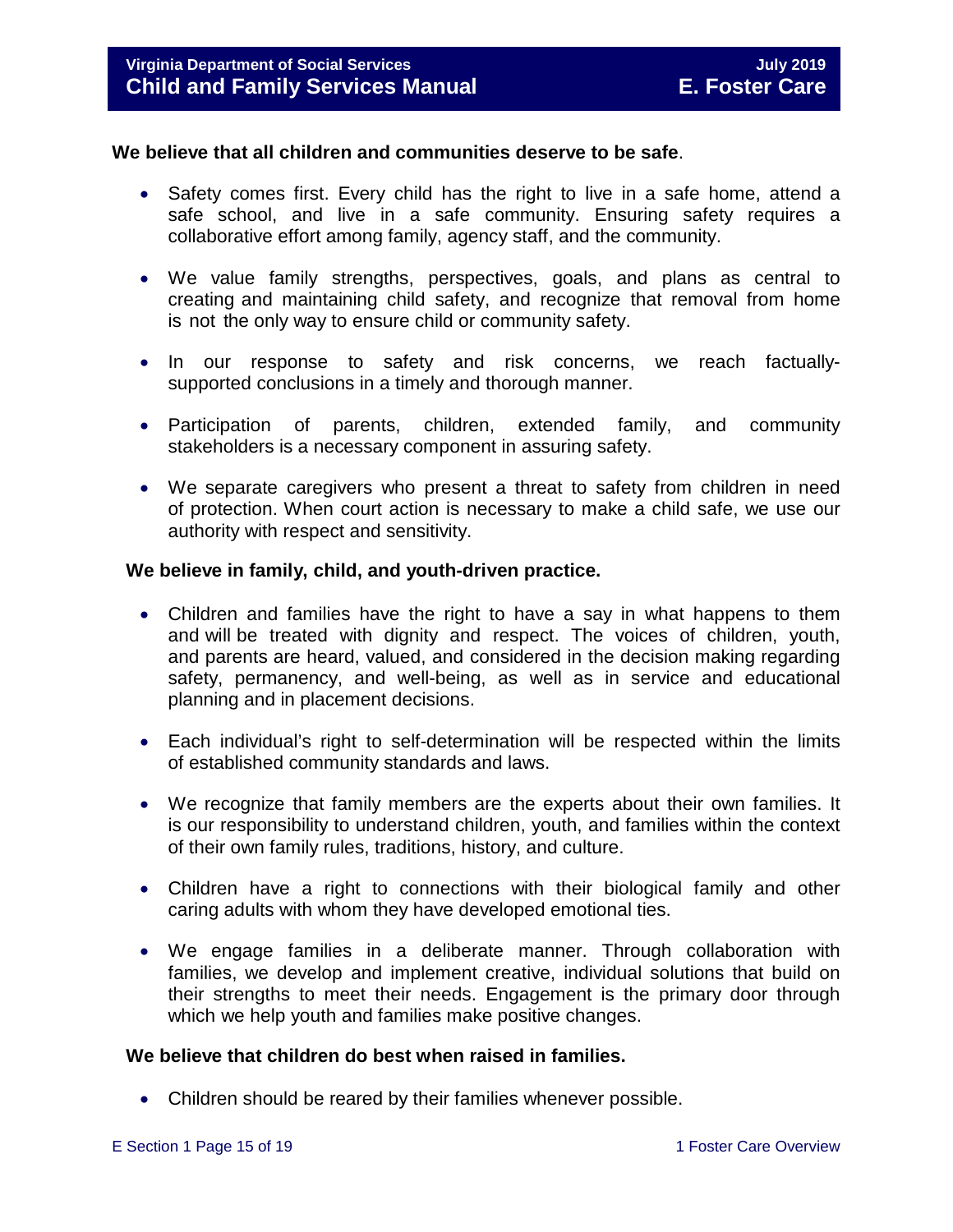**We believe that all children and communities deserve to be safe**.

- Safety comes first. Every child has the right to live in a safe home, attend a safe school, and live in a safe community. Ensuring safety requires a collaborative effort among family, agency staff, and the community.

- We value family strengths, perspectives, goals, and plans as central to creating and maintaining child safety, and recognize that removal from home is not the only way to ensure child or community safety.

- In our response to safety and risk concerns, we reach factually-supported conclusions in a timely and thorough manner.

- Participation of parents, children, extended family, and community stakeholders is a necessary component in assuring safety.

- We separate caregivers who present a threat to safety from children in need of protection. When court action is necessary to make a child safe, we use our authority with respect and sensitivity.

**We believe in family, child, and youth-driven practice.**

- Children and families have the right to have a say in what happens to them and will be treated with dignity and respect. The voices of children, youth, and parents are heard, valued, and considered in the decision making regarding safety, permanency, and well-being, as well as in service and educational planning and in placement decisions.

- Each individual's right to self-determination will be respected within the limits of established community standards and laws.

- We recognize that family members are the experts about their own families. It is our responsibility to understand children, youth, and families within the context of their own family rules, traditions, history, and culture.

- Children have a right to connections with their biological family and other caring adults with whom they have developed emotional ties.

- We engage families in a deliberate manner. Through collaboration with families, we develop and implement creative, individual solutions that build on their strengths to meet their needs. Engagement is the primary door through which we help youth and families make positive changes.

**We believe that children do best when raised in families.**

- Children should be reared by their families whenever possible.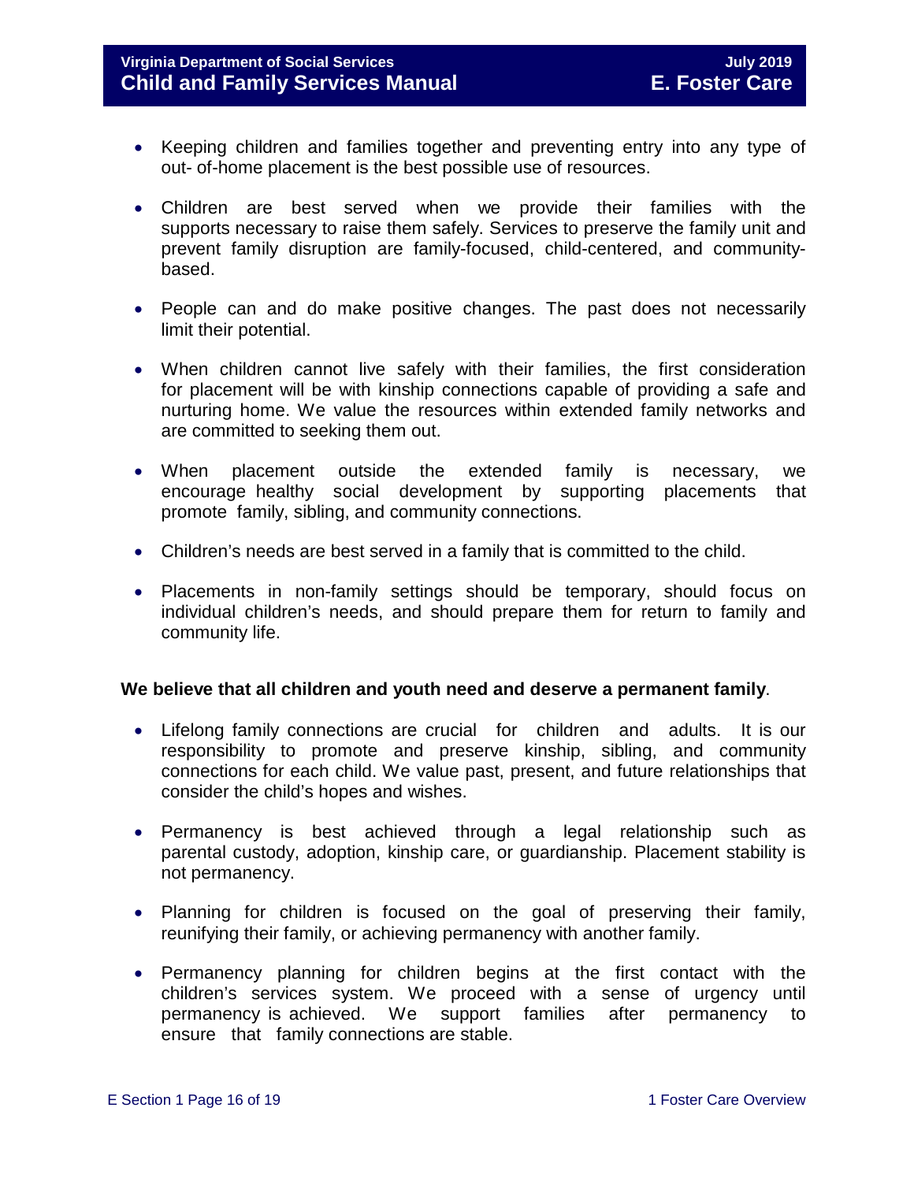- Keeping children and families together and preventing entry into any type of out- of-home placement is the best possible use of resources.

- Children are best served when we provide their families with the supports necessary to raise them safely. Services to preserve the family unit and prevent family disruption are family-focused, child-centered, and community-based.

- People can and do make positive changes. The past does not necessarily limit their potential.

- When children cannot live safely with their families, the first consideration for placement will be with kinship connections capable of providing a safe and nurturing home. We value the resources within extended family networks and are committed to seeking them out.

- When placement outside the extended family is necessary, we encourage healthy social development by supporting placements that promote family, sibling, and community connections.

- Children's needs are best served in a family that is committed to the child.

- Placements in non-family settings should be temporary, should focus on individual children's needs, and should prepare them for return to family and community life.

**We believe that all children and youth need and deserve a permanent family**.

- Lifelong family connections are crucial for children and adults. It is our responsibility to promote and preserve kinship, sibling, and community connections for each child. We value past, present, and future relationships that consider the child's hopes and wishes.

- Permanency is best achieved through a legal relationship such as parental custody, adoption, kinship care, or guardianship. Placement stability is not permanency.

- Planning for children is focused on the goal of preserving their family, reunifying their family, or achieving permanency with another family.

- Permanency planning for children begins at the first contact with the children's services system. We proceed with a sense of urgency until permanency is achieved. We support families after permanency to ensure that family connections are stable.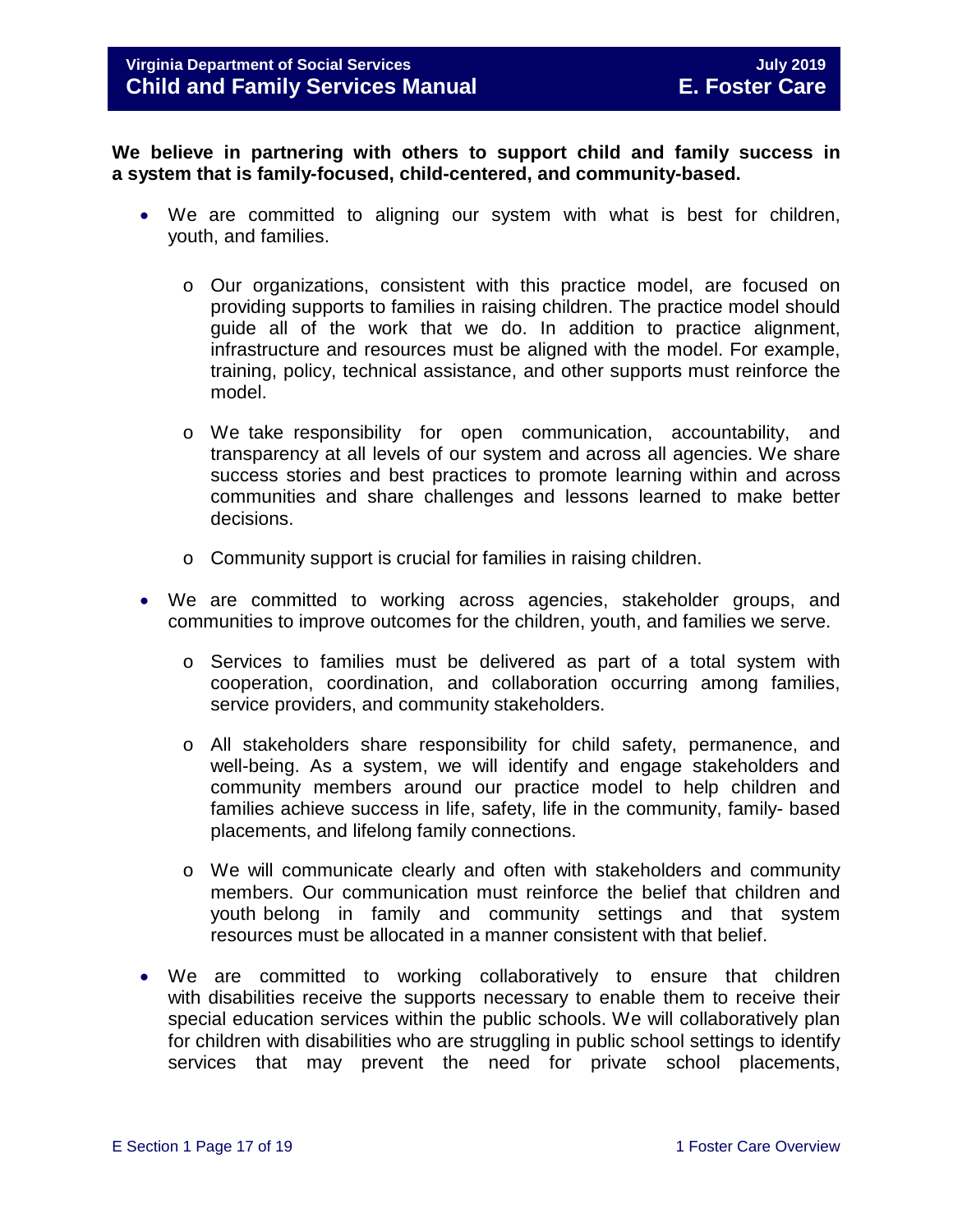**We believe in partnering with others to support child and family success in a system that is family-focused, child-centered, and community-based.**

- We are committed to aligning our system with what is best for children, youth, and families.
    - Our organizations, consistent with this practice model, are focused on providing supports to families in raising children. The practice model should guide all of the work that we do. In addition to practice alignment, infrastructure and resources must be aligned with the model. For example, training, policy, technical assistance, and other supports must reinforce the model.
    - We take responsibility for open communication, accountability, and transparency at all levels of our system and across all agencies. We share success stories and best practices to promote learning within and across communities and share challenges and lessons learned to make better decisions.
    - Community support is crucial for families in raising children.
- We are committed to working across agencies, stakeholder groups, and communities to improve outcomes for the children, youth, and families we serve.
    - Services to families must be delivered as part of a total system with cooperation, coordination, and collaboration occurring among families, service providers, and community stakeholders.
    - All stakeholders share responsibility for child safety, permanence, and well-being. As a system, we will identify and engage stakeholders and community members around our practice model to help children and families achieve success in life, safety, life in the community, family- based placements, and lifelong family connections.
    - We will communicate clearly and often with stakeholders and community members. Our communication must reinforce the belief that children and youth belong in family and community settings and that system resources must be allocated in a manner consistent with that belief.
- We are committed to working collaboratively to ensure that children with disabilities receive the supports necessary to enable them to receive their special education services within the public schools. We will collaboratively plan for children with disabilities who are struggling in public school settings to identify services that may prevent the need for private school placements,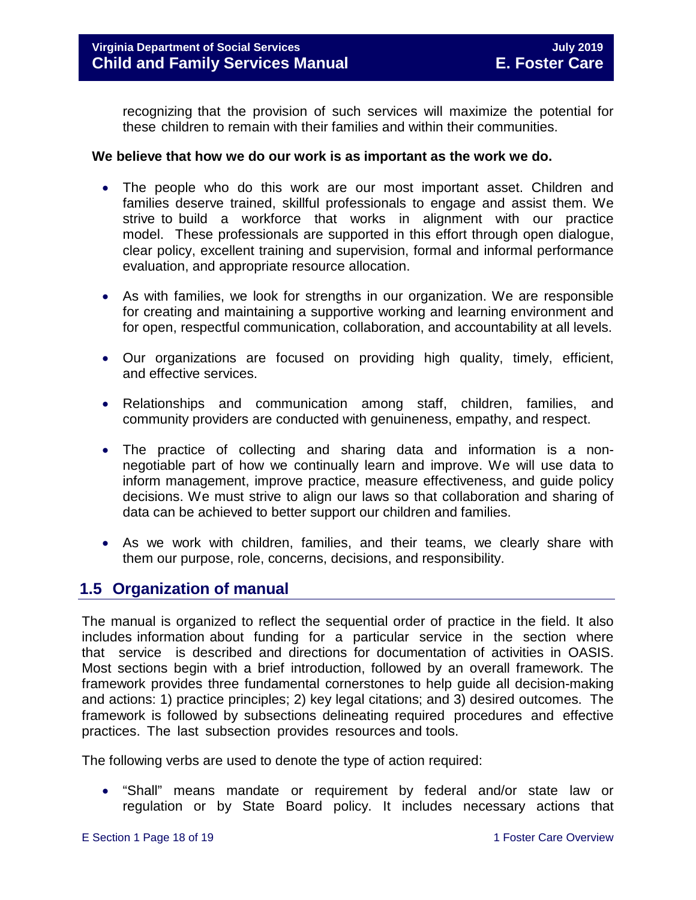recognizing that the provision of such services will maximize the potential for these children to remain with their families and within their communities.

**We believe that how we do our work is as important as the work we do.**

- The people who do this work are our most important asset. Children and families deserve trained, skillful professionals to engage and assist them. We strive to build a workforce that works in alignment with our practice model. These professionals are supported in this effort through open dialogue, clear policy, excellent training and supervision, formal and informal performance evaluation, and appropriate resource allocation.
- As with families, we look for strengths in our organization. We are responsible for creating and maintaining a supportive working and learning environment and for open, respectful communication, collaboration, and accountability at all levels.
- Our organizations are focused on providing high quality, timely, efficient, and effective services.
- Relationships and communication among staff, children, families, and community providers are conducted with genuineness, empathy, and respect.
- The practice of collecting and sharing data and information is a non-negotiable part of how we continually learn and improve. We will use data to inform management, improve practice, measure effectiveness, and guide policy decisions. We must strive to align our laws so that collaboration and sharing of data can be achieved to better support our children and families.
- As we work with children, families, and their teams, we clearly share with them our purpose, role, concerns, decisions, and responsibility.

## 1.5 Organization of manual

The manual is organized to reflect the sequential order of practice in the field. It also includes information about funding for a particular service in the section where that service is described and directions for documentation of activities in OASIS. Most sections begin with a brief introduction, followed by an overall framework. The framework provides three fundamental cornerstones to help guide all decision-making and actions: 1) practice principles; 2) key legal citations; and 3) desired outcomes. The framework is followed by subsections delineating required procedures and effective practices. The last subsection provides resources and tools.

The following verbs are used to denote the type of action required:

- "Shall" means mandate or requirement by federal and/or state law or regulation or by State Board policy. It includes necessary actions that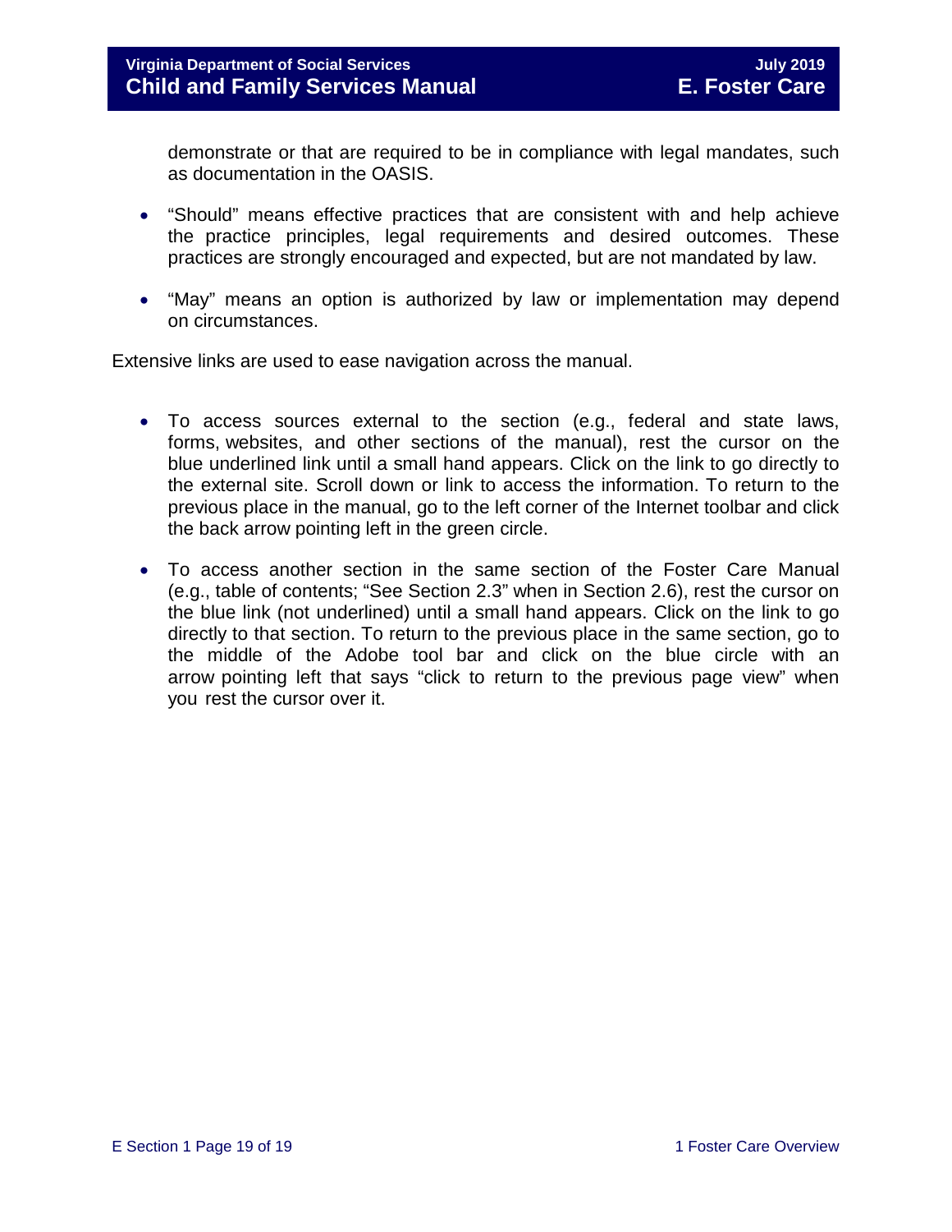demonstrate or that are required to be in compliance with legal mandates, such as documentation in the OASIS.

- "Should" means effective practices that are consistent with and help achieve the practice principles, legal requirements and desired outcomes. These practices are strongly encouraged and expected, but are not mandated by law.
- "May" means an option is authorized by law or implementation may depend on circumstances.

Extensive links are used to ease navigation across the manual.

- To access sources external to the section (e.g., federal and state laws, forms, websites, and other sections of the manual), rest the cursor on the blue underlined link until a small hand appears. Click on the link to go directly to the external site. Scroll down or link to access the information. To return to the previous place in the manual, go to the left corner of the Internet toolbar and click the back arrow pointing left in the green circle.
- To access another section in the same section of the Foster Care Manual (e.g., table of contents; "See Section 2.3" when in Section 2.6), rest the cursor on the blue link (not underlined) until a small hand appears. Click on the link to go directly to that section. To return to the previous place in the same section, go to the middle of the Adobe tool bar and click on the blue circle with an arrow pointing left that says "click to return to the previous page view" when you rest the cursor over it.